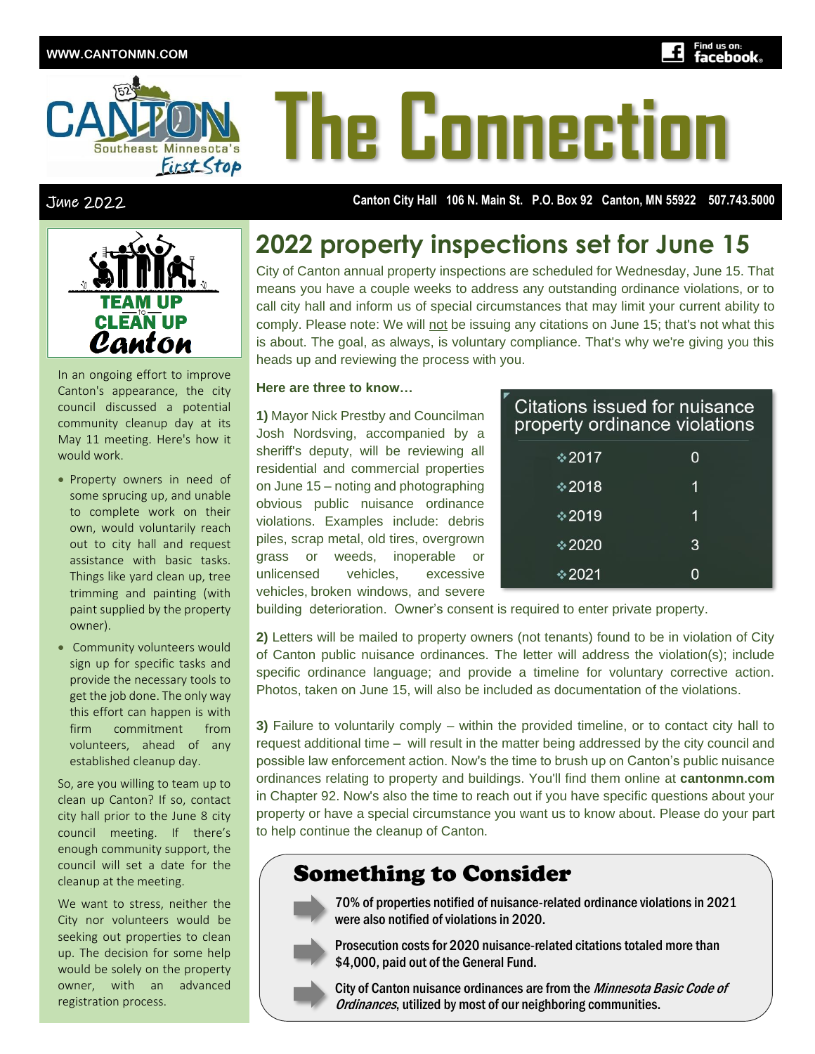WWW.CANTONMN.COM

# The Connection

June 2022

Canton City Hall 106 N. Main St. P.O. Box 92 Canton, MN 55922 507.743.5000

## TEAM UP to CLEAN UP Canton

In an ongoing effort to improve Canton's appearance, the city council discussed a potential community cleanup day at its May 11 meeting. Here's how it would work.

- Property owners in need of some sprucing up, and unable to complete work on their own, would voluntarily reach out to city hall and request assistance with basic tasks. Things like yard clean up, tree trimming and painting (with paint supplied by the property owner).
- Community volunteers would sign up for specific tasks and provide the necessary tools to get the job done. The only way this effort can happen is with firm commitment from volunteers, ahead of any established cleanup day.

So, are you willing to team up to clean up Canton? If so, contact city hall prior to the June 8 city council meeting. If there's enough community support, the council will set a date for the cleanup at the meeting.

We want to stress, neither the City nor volunteers would be seeking out properties to clean up. The decision for some help would be solely on the property owner, with an advanced registration process.

# 2022 property inspections set for June 15

City of Canton annual property inspections are scheduled for Wednesday, June 15. That means you have a couple weeks to address any outstanding ordinance violations, or to call city hall and inform us of special circumstances that may limit your current ability to comply. Please note: We will not be issuing any citations on June 15; that's not what this is about. The goal, as always, is voluntary compliance. That's why we're giving you this heads up and reviewing the process with you.

**Here are three to know…**

**1)** Mayor Nick Prestby and Councilman Josh Nordsving, accompanied by a sheriff's deputy, will be reviewing all residential and commercial properties on June 15 – noting and photographing obvious public nuisance ordinance violations. Examples include: debris piles, scrap metal, old tires, overgrown grass or weeds, inoperable or unlicensed vehicles, excessive vehicles, broken windows, and severe building deterioration. Owner's consent is required to enter private property.

| Citations issued for nuisance property ordinance violations | |
|---|---|
| 2017 | 0 |
| 2018 | 1 |
| 2019 | 1 |
| 2020 | 3 |
| 2021 | 0 |

**2)** Letters will be mailed to property owners (not tenants) found to be in violation of City of Canton public nuisance ordinances. The letter will address the violation(s); include specific ordinance language; and provide a timeline for voluntary corrective action. Photos, taken on June 15, will also be included as documentation of the violations.

**3)** Failure to voluntarily comply – within the provided timeline, or to contact city hall to request additional time – will result in the matter being addressed by the city council and possible law enforcement action. Now's the time to brush up on Canton's public nuisance ordinances relating to property and buildings. You'll find them online at **cantonmn.com** in Chapter 92. Now's also the time to reach out if you have specific questions about your property or have a special circumstance you want us to know about. Please do your part to help continue the cleanup of Canton.

## Something to Consider

- **70% of properties notified of nuisance-related ordinance violations in 2021 were also notified of violations in 2020.**
- **Prosecution costs for 2020 nuisance-related citations totaled more than $4,000, paid out of the General Fund.**
- **City of Canton nuisance ordinances are from the *Minnesota Basic Code of Ordinances*, utilized by most of our neighboring communities.**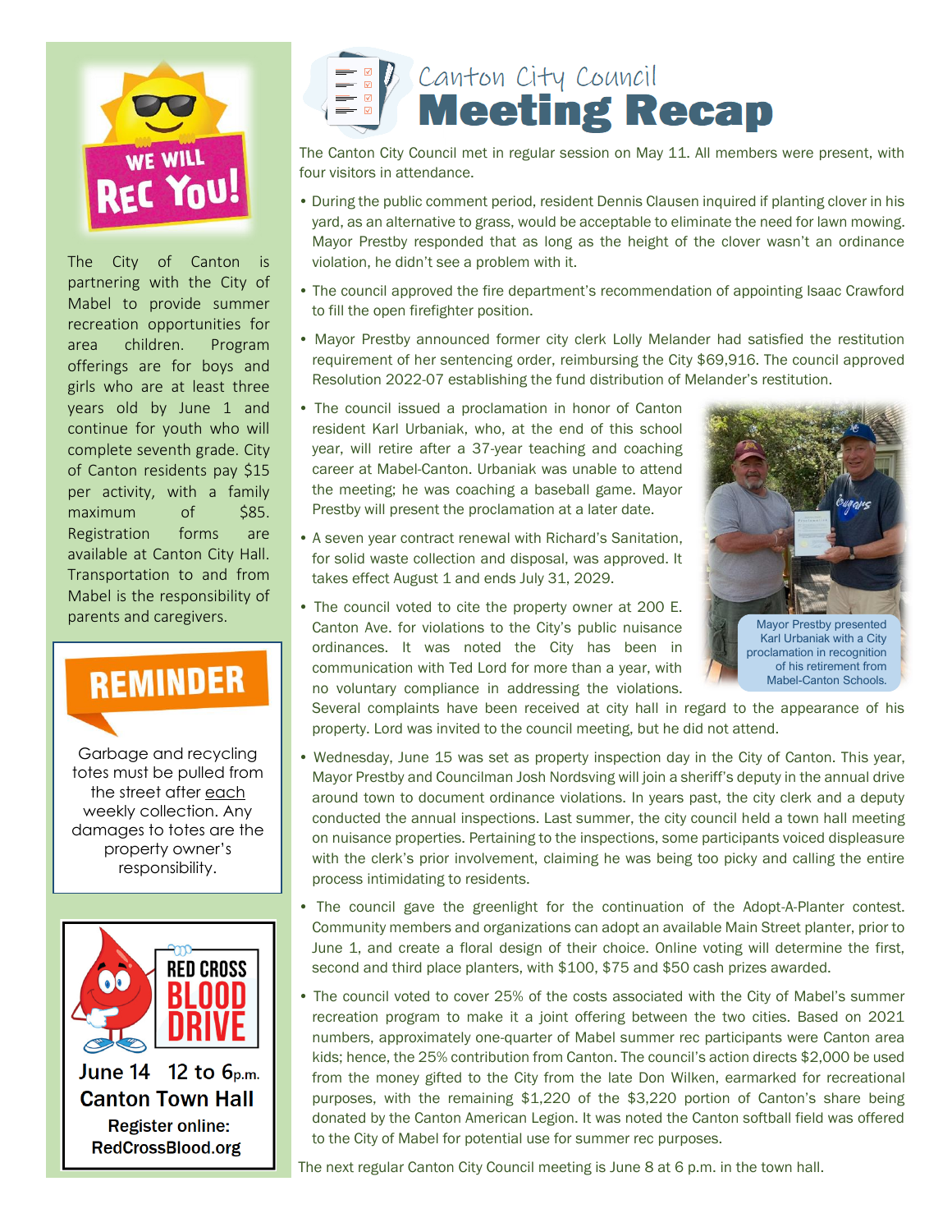# Canton City Council
# Meeting Recap

The Canton City Council met in regular session on May 11. All members were present, with four visitors in attendance.

- During the public comment period, resident Dennis Clausen inquired if planting clover in his yard, as an alternative to grass, would be acceptable to eliminate the need for lawn mowing. Mayor Prestby responded that as long as the height of the clover wasn't an ordinance violation, he didn't see a problem with it.
- The council approved the fire department's recommendation of appointing Isaac Crawford to fill the open firefighter position.
- Mayor Prestby announced former city clerk Lolly Melander had satisfied the restitution requirement of her sentencing order, reimbursing the City $69,916. The council approved Resolution 2022-07 establishing the fund distribution of Melander's restitution.
- The council issued a proclamation in honor of Canton resident Karl Urbaniak, who, at the end of this school year, will retire after a 37-year teaching and coaching career at Mabel-Canton. Urbaniak was unable to attend the meeting; he was coaching a baseball game. Mayor Prestby will present the proclamation at a later date.
- A seven year contract renewal with Richard's Sanitation, for solid waste collection and disposal, was approved. It takes effect August 1 and ends July 31, 2029.
- The council voted to cite the property owner at 200 E. Canton Ave. for violations to the City's public nuisance ordinances. It was noted the City has been in communication with Ted Lord for more than a year, with no voluntary compliance in addressing the violations. Several complaints have been received at city hall in regard to the appearance of his property. Lord was invited to the council meeting, but he did not attend.
- Wednesday, June 15 was set as property inspection day in the City of Canton. This year, Mayor Prestby and Councilman Josh Nordsving will join a sheriff's deputy in the annual drive around town to document ordinance violations. In years past, the city clerk and a deputy conducted the annual inspections. Last summer, the city council held a town hall meeting on nuisance properties. Pertaining to the inspections, some participants voiced displeasure with the clerk's prior involvement, claiming he was being too picky and calling the entire process intimidating to residents.
- The council gave the greenlight for the continuation of the Adopt-A-Planter contest. Community members and organizations can adopt an available Main Street planter, prior to June 1, and create a floral design of their choice. Online voting will determine the first, second and third place planters, with $100, $75 and $50 cash prizes awarded.
- The council voted to cover 25% of the costs associated with the City of Mabel's summer recreation program to make it a joint offering between the two cities. Based on 2021 numbers, approximately one-quarter of Mabel summer rec participants were Canton area kids; hence, the 25% contribution from Canton. The council's action directs $2,000 be used from the money gifted to the City from the late Don Wilken, earmarked for recreational purposes, with the remaining $1,220 of the $3,220 portion of Canton's share being donated by the Canton American Legion. It was noted the Canton softball field was offered to the City of Mabel for potential use for summer rec purposes.

Mayor Prestby presented Karl Urbaniak with a City proclamation in recognition of his retirement from Mabel-Canton Schools.

The next regular Canton City Council meeting is June 8 at 6 p.m. in the town hall.

---

## WE WILL REC YOU!

The City of Canton is partnering with the City of Mabel to provide summer recreation opportunities for area children. Program offerings are for boys and girls who are at least three years old by June 1 and continue for youth who will complete seventh grade. City of Canton residents pay $15 per activity, with a family maximum of $85. Registration forms are available at Canton City Hall. Transportation to and from Mabel is the responsibility of parents and caregivers.

## REMINDER

Garbage and recycling totes must be pulled from the street after each weekly collection. Any damages to totes are the property owner's responsibility.

## RED CROSS BLOOD DRIVE

**June 14 12 to 6p.m.**
**Canton Town Hall**
**Register online:**
**RedCrossBlood.org**